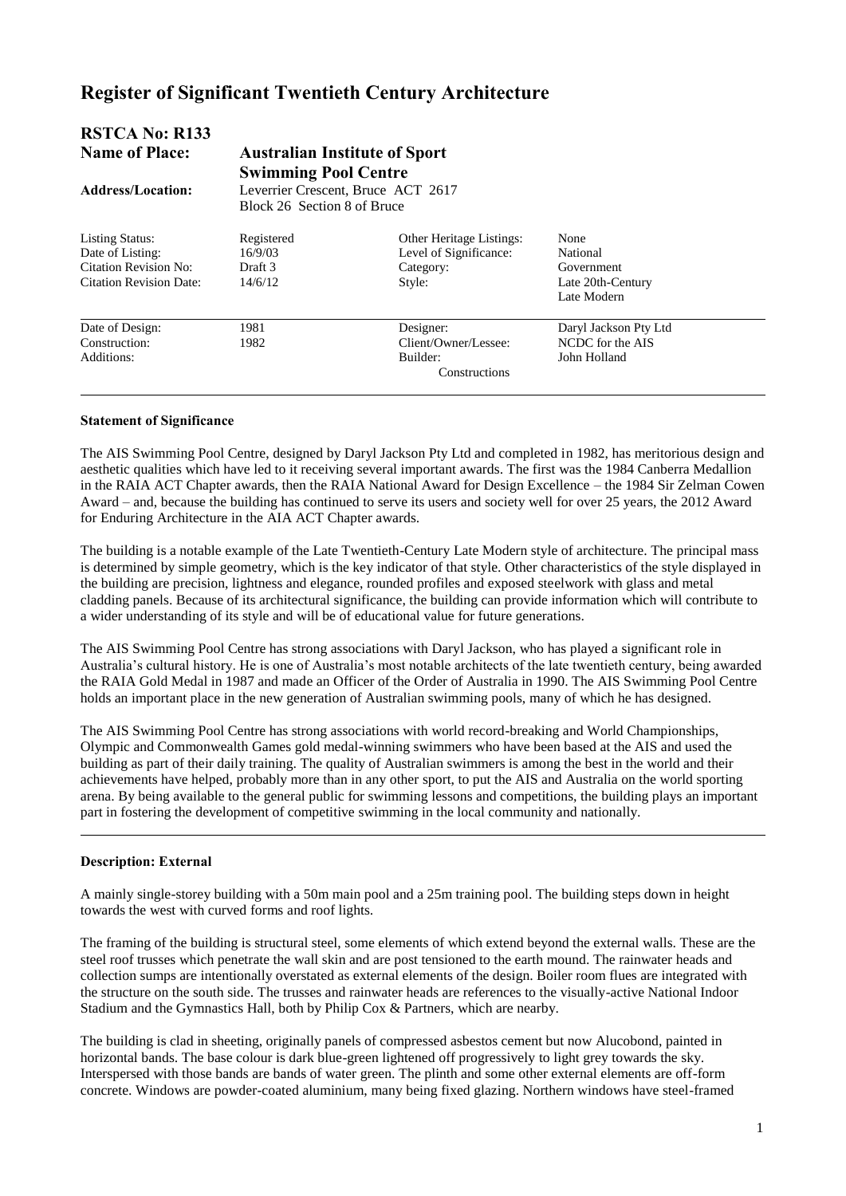# Register of Significant Twentieth Century Architecture

| | | | |
|---|---|---|---|
| **RSTCA No: R133** | | | |
| **Name of Place:** | **Australian Institute of Sport Swimming Pool Centre** | | |
| **Address/Location:** | Leverrier Crescent, Bruce ACT 2617<br>Block 26 Section 8 of Bruce | | |
| Listing Status: | Registered | Other Heritage Listings: | None |
| Date of Listing: | 16/9/03 | Level of Significance: | National |
| Citation Revision No: | Draft 3 | Category: | Government |
| Citation Revision Date: | 14/6/12 | Style: | Late 20th-Century Late Modern |
| Date of Design: | 1981 | Designer: | Daryl Jackson Pty Ltd |
| Construction: | 1982 | Client/Owner/Lessee: | NCDC for the AIS |
| Additions: | | Builder: | John Holland Constructions |

## Statement of Significance

The AIS Swimming Pool Centre, designed by Daryl Jackson Pty Ltd and completed in 1982, has meritorious design and aesthetic qualities which have led to it receiving several important awards. The first was the 1984 Canberra Medallion in the RAIA ACT Chapter awards, then the RAIA National Award for Design Excellence – the 1984 Sir Zelman Cowen Award – and, because the building has continued to serve its users and society well for over 25 years, the 2012 Award for Enduring Architecture in the AIA ACT Chapter awards.

The building is a notable example of the Late Twentieth-Century Late Modern style of architecture. The principal mass is determined by simple geometry, which is the key indicator of that style. Other characteristics of the style displayed in the building are precision, lightness and elegance, rounded profiles and exposed steelwork with glass and metal cladding panels. Because of its architectural significance, the building can provide information which will contribute to a wider understanding of its style and will be of educational value for future generations.

The AIS Swimming Pool Centre has strong associations with Daryl Jackson, who has played a significant role in Australia's cultural history. He is one of Australia's most notable architects of the late twentieth century, being awarded the RAIA Gold Medal in 1987 and made an Officer of the Order of Australia in 1990. The AIS Swimming Pool Centre holds an important place in the new generation of Australian swimming pools, many of which he has designed.

The AIS Swimming Pool Centre has strong associations with world record-breaking and World Championships, Olympic and Commonwealth Games gold medal-winning swimmers who have been based at the AIS and used the building as part of their daily training. The quality of Australian swimmers is among the best in the world and their achievements have helped, probably more than in any other sport, to put the AIS and Australia on the world sporting arena. By being available to the general public for swimming lessons and competitions, the building plays an important part in fostering the development of competitive swimming in the local community and nationally.

## Description: External

A mainly single-storey building with a 50m main pool and a 25m training pool. The building steps down in height towards the west with curved forms and roof lights.

The framing of the building is structural steel, some elements of which extend beyond the external walls. These are the steel roof trusses which penetrate the wall skin and are post tensioned to the earth mound. The rainwater heads and collection sumps are intentionally overstated as external elements of the design. Boiler room flues are integrated with the structure on the south side. The trusses and rainwater heads are references to the visually-active National Indoor Stadium and the Gymnastics Hall, both by Philip Cox & Partners, which are nearby.

The building is clad in sheeting, originally panels of compressed asbestos cement but now Alucobond, painted in horizontal bands. The base colour is dark blue-green lightened off progressively to light grey towards the sky. Interspersed with those bands are bands of water green. The plinth and some other external elements are off-form concrete. Windows are powder-coated aluminium, many being fixed glazing. Northern windows have steel-framed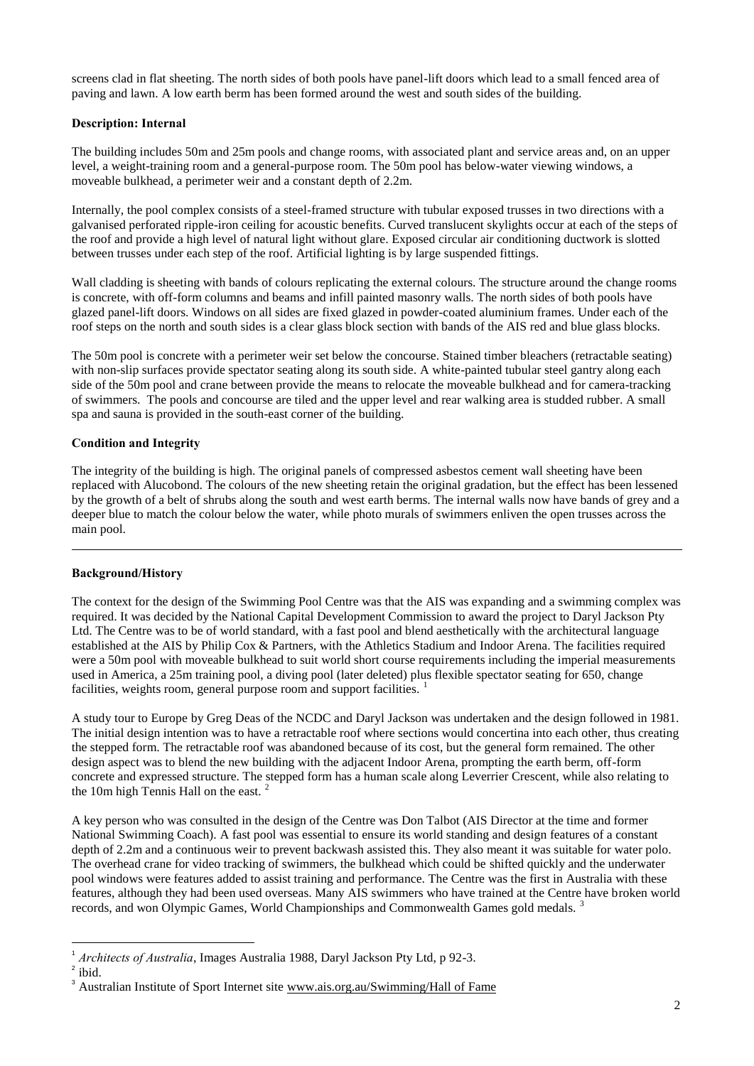screens clad in flat sheeting. The north sides of both pools have panel-lift doors which lead to a small fenced area of paving and lawn. A low earth berm has been formed around the west and south sides of the building.

**Description: Internal**

The building includes 50m and 25m pools and change rooms, with associated plant and service areas and, on an upper level, a weight-training room and a general-purpose room. The 50m pool has below-water viewing windows, a moveable bulkhead, a perimeter weir and a constant depth of 2.2m.

Internally, the pool complex consists of a steel-framed structure with tubular exposed trusses in two directions with a galvanised perforated ripple-iron ceiling for acoustic benefits. Curved translucent skylights occur at each of the steps of the roof and provide a high level of natural light without glare. Exposed circular air conditioning ductwork is slotted between trusses under each step of the roof. Artificial lighting is by large suspended fittings.

Wall cladding is sheeting with bands of colours replicating the external colours. The structure around the change rooms is concrete, with off-form columns and beams and infill painted masonry walls. The north sides of both pools have glazed panel-lift doors. Windows on all sides are fixed glazed in powder-coated aluminium frames. Under each of the roof steps on the north and south sides is a clear glass block section with bands of the AIS red and blue glass blocks.

The 50m pool is concrete with a perimeter weir set below the concourse. Stained timber bleachers (retractable seating) with non-slip surfaces provide spectator seating along its south side. A white-painted tubular steel gantry along each side of the 50m pool and crane between provide the means to relocate the moveable bulkhead and for camera-tracking of swimmers. The pools and concourse are tiled and the upper level and rear walking area is studded rubber. A small spa and sauna is provided in the south-east corner of the building.

**Condition and Integrity**

The integrity of the building is high. The original panels of compressed asbestos cement wall sheeting have been replaced with Alucobond. The colours of the new sheeting retain the original gradation, but the effect has been lessened by the growth of a belt of shrubs along the south and west earth berms. The internal walls now have bands of grey and a deeper blue to match the colour below the water, while photo murals of swimmers enliven the open trusses across the main pool.

---

**Background/History**

The context for the design of the Swimming Pool Centre was that the AIS was expanding and a swimming complex was required. It was decided by the National Capital Development Commission to award the project to Daryl Jackson Pty Ltd. The Centre was to be of world standard, with a fast pool and blend aesthetically with the architectural language established at the AIS by Philip Cox & Partners, with the Athletics Stadium and Indoor Arena. The facilities required were a 50m pool with moveable bulkhead to suit world short course requirements including the imperial measurements used in America, a 25m training pool, a diving pool (later deleted) plus flexible spectator seating for 650, change facilities, weights room, general purpose room and support facilities. [1]

A study tour to Europe by Greg Deas of the NCDC and Daryl Jackson was undertaken and the design followed in 1981. The initial design intention was to have a retractable roof where sections would concertina into each other, thus creating the stepped form. The retractable roof was abandoned because of its cost, but the general form remained. The other design aspect was to blend the new building with the adjacent Indoor Arena, prompting the earth berm, off-form concrete and expressed structure. The stepped form has a human scale along Leverrier Crescent, while also relating to the 10m high Tennis Hall on the east. [2]

A key person who was consulted in the design of the Centre was Don Talbot (AIS Director at the time and former National Swimming Coach). A fast pool was essential to ensure its world standing and design features of a constant depth of 2.2m and a continuous weir to prevent backwash assisted this. They also meant it was suitable for water polo. The overhead crane for video tracking of swimmers, the bulkhead which could be shifted quickly and the underwater pool windows were features added to assist training and performance. The Centre was the first in Australia with these features, although they had been used overseas. Many AIS swimmers who have trained at the Centre have broken world records, and won Olympic Games, World Championships and Commonwealth Games gold medals. [3]

---

[1] *Architects of Australia*, Images Australia 1988, Daryl Jackson Pty Ltd, p 92-3.

[2] ibid.

[3] Australian Institute of Sport Internet site www.ais.org.au/Swimming/Hall of Fame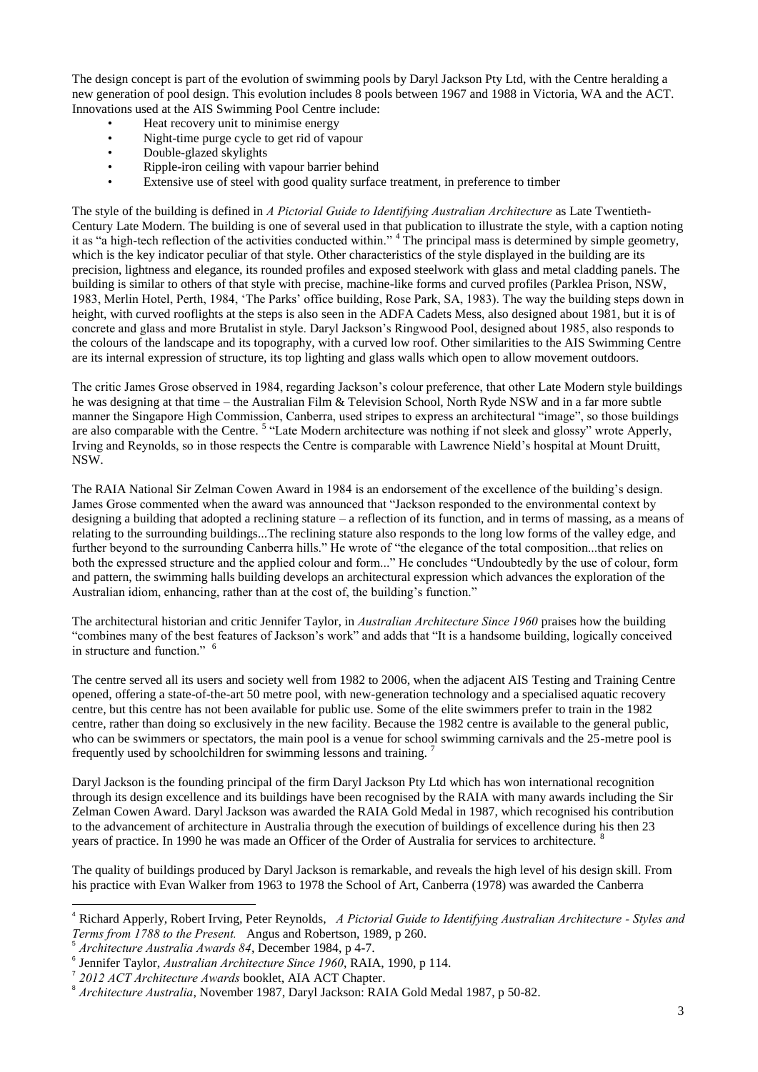The design concept is part of the evolution of swimming pools by Daryl Jackson Pty Ltd, with the Centre heralding a new generation of pool design. This evolution includes 8 pools between 1967 and 1988 in Victoria, WA and the ACT. Innovations used at the AIS Swimming Pool Centre include:

- Heat recovery unit to minimise energy
- Night-time purge cycle to get rid of vapour
- Double-glazed skylights
- Ripple-iron ceiling with vapour barrier behind
- Extensive use of steel with good quality surface treatment, in preference to timber

The style of the building is defined in *A Pictorial Guide to Identifying Australian Architecture* as Late Twentieth-Century Late Modern. The building is one of several used in that publication to illustrate the style, with a caption noting it as "a high-tech reflection of the activities conducted within."[4] The principal mass is determined by simple geometry, which is the key indicator peculiar of that style. Other characteristics of the style displayed in the building are its precision, lightness and elegance, its rounded profiles and exposed steelwork with glass and metal cladding panels. The building is similar to others of that style with precise, machine-like forms and curved profiles (Parklea Prison, NSW, 1983, Merlin Hotel, Perth, 1984, 'The Parks' office building, Rose Park, SA, 1983). The way the building steps down in height, with curved rooflights at the steps is also seen in the ADFA Cadets Mess, also designed about 1981, but it is of concrete and glass and more Brutalist in style. Daryl Jackson's Ringwood Pool, designed about 1985, also responds to the colours of the landscape and its topography, with a curved low roof. Other similarities to the AIS Swimming Centre are its internal expression of structure, its top lighting and glass walls which open to allow movement outdoors.

The critic James Grose observed in 1984, regarding Jackson's colour preference, that other Late Modern style buildings he was designing at that time – the Australian Film & Television School, North Ryde NSW and in a far more subtle manner the Singapore High Commission, Canberra, used stripes to express an architectural "image", so those buildings are also comparable with the Centre.[5] "Late Modern architecture was nothing if not sleek and glossy" wrote Apperly, Irving and Reynolds, so in those respects the Centre is comparable with Lawrence Nield's hospital at Mount Druitt, NSW.

The RAIA National Sir Zelman Cowen Award in 1984 is an endorsement of the excellence of the building's design. James Grose commented when the award was announced that "Jackson responded to the environmental context by designing a building that adopted a reclining stature – a reflection of its function, and in terms of massing, as a means of relating to the surrounding buildings...The reclining stature also responds to the long low forms of the valley edge, and further beyond to the surrounding Canberra hills." He wrote of "the elegance of the total composition...that relies on both the expressed structure and the applied colour and form..." He concludes "Undoubtedly by the use of colour, form and pattern, the swimming halls building develops an architectural expression which advances the exploration of the Australian idiom, enhancing, rather than at the cost of, the building's function."

The architectural historian and critic Jennifer Taylor, in *Australian Architecture Since 1960* praises how the building "combines many of the best features of Jackson's work" and adds that "It is a handsome building, logically conceived in structure and function."[6]

The centre served all its users and society well from 1982 to 2006, when the adjacent AIS Testing and Training Centre opened, offering a state-of-the-art 50 metre pool, with new-generation technology and a specialised aquatic recovery centre, but this centre has not been available for public use. Some of the elite swimmers prefer to train in the 1982 centre, rather than doing so exclusively in the new facility. Because the 1982 centre is available to the general public, who can be swimmers or spectators, the main pool is a venue for school swimming carnivals and the 25-metre pool is frequently used by schoolchildren for swimming lessons and training.[7]

Daryl Jackson is the founding principal of the firm Daryl Jackson Pty Ltd which has won international recognition through its design excellence and its buildings have been recognised by the RAIA with many awards including the Sir Zelman Cowen Award. Daryl Jackson was awarded the RAIA Gold Medal in 1987, which recognised his contribution to the advancement of architecture in Australia through the execution of buildings of excellence during his then 23 years of practice. In 1990 he was made an Officer of the Order of Australia for services to architecture.[8]

The quality of buildings produced by Daryl Jackson is remarkable, and reveals the high level of his design skill. From his practice with Evan Walker from 1963 to 1978 the School of Art, Canberra (1978) was awarded the Canberra

---

[4] Richard Apperly, Robert Irving, Peter Reynolds, *A Pictorial Guide to Identifying Australian Architecture - Styles and Terms from 1788 to the Present.* Angus and Robertson, 1989, p 260.

[5] *Architecture Australia Awards 84*, December 1984, p 4-7.

[6] Jennifer Taylor, *Australian Architecture Since 1960*, RAIA, 1990, p 114.

[7] *2012 ACT Architecture Awards* booklet, AIA ACT Chapter.

[8] *Architecture Australia*, November 1987, Daryl Jackson: RAIA Gold Medal 1987, p 50-82.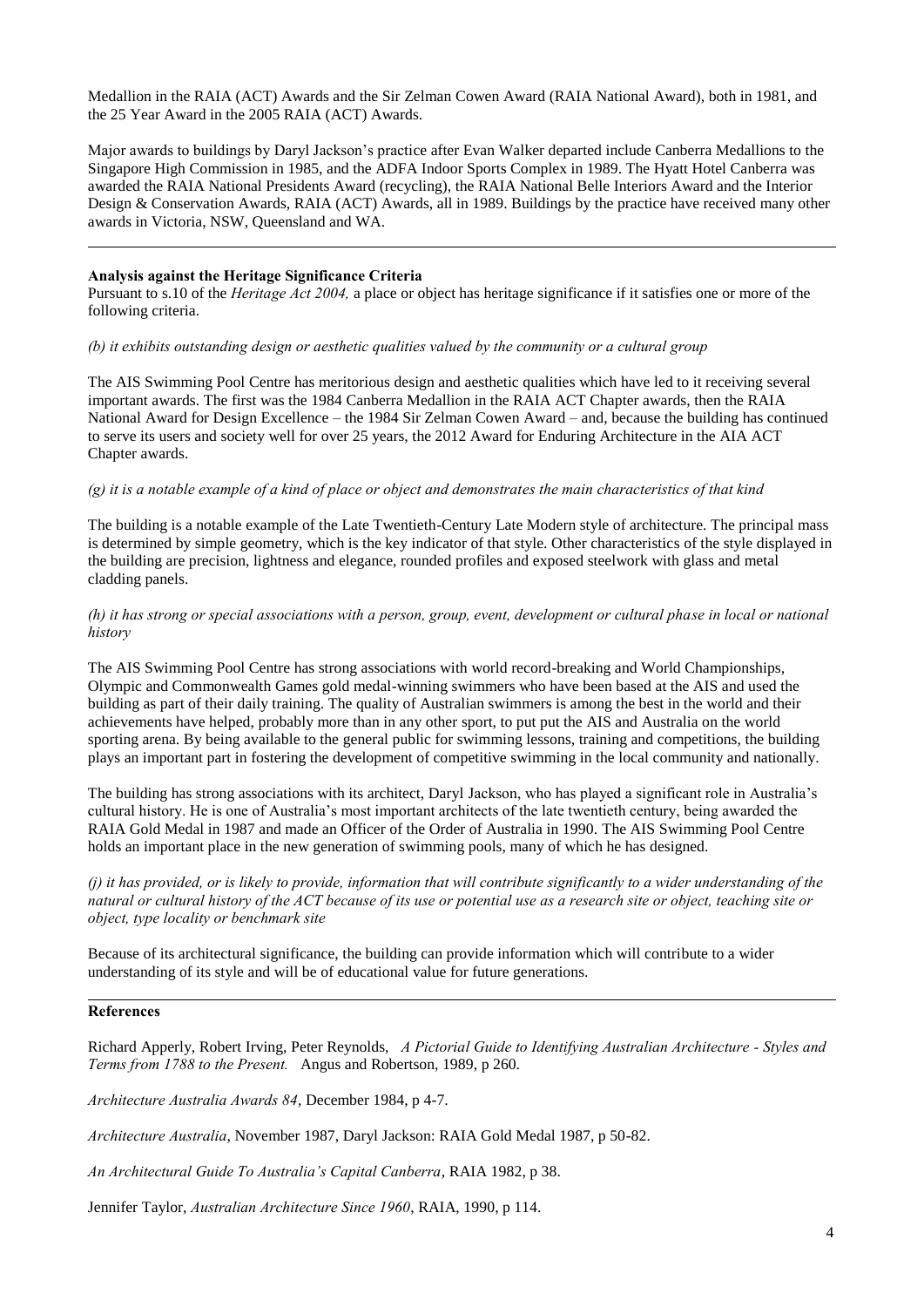Medallion in the RAIA (ACT) Awards and the Sir Zelman Cowen Award (RAIA National Award), both in 1981, and the 25 Year Award in the 2005 RAIA (ACT) Awards.

Major awards to buildings by Daryl Jackson's practice after Evan Walker departed include Canberra Medallions to the Singapore High Commission in 1985, and the ADFA Indoor Sports Complex in 1989. The Hyatt Hotel Canberra was awarded the RAIA National Presidents Award (recycling), the RAIA National Belle Interiors Award and the Interior Design & Conservation Awards, RAIA (ACT) Awards, all in 1989. Buildings by the practice have received many other awards in Victoria, NSW, Queensland and WA.

---

**Analysis against the Heritage Significance Criteria**

Pursuant to s.10 of the *Heritage Act 2004,* a place or object has heritage significance if it satisfies one or more of the following criteria.

*(b) it exhibits outstanding design or aesthetic qualities valued by the community or a cultural group*

The AIS Swimming Pool Centre has meritorious design and aesthetic qualities which have led to it receiving several important awards. The first was the 1984 Canberra Medallion in the RAIA ACT Chapter awards, then the RAIA National Award for Design Excellence – the 1984 Sir Zelman Cowen Award – and, because the building has continued to serve its users and society well for over 25 years, the 2012 Award for Enduring Architecture in the AIA ACT Chapter awards.

*(g) it is a notable example of a kind of place or object and demonstrates the main characteristics of that kind*

The building is a notable example of the Late Twentieth-Century Late Modern style of architecture. The principal mass is determined by simple geometry, which is the key indicator of that style. Other characteristics of the style displayed in the building are precision, lightness and elegance, rounded profiles and exposed steelwork with glass and metal cladding panels.

*(h) it has strong or special associations with a person, group, event, development or cultural phase in local or national history*

The AIS Swimming Pool Centre has strong associations with world record-breaking and World Championships, Olympic and Commonwealth Games gold medal-winning swimmers who have been based at the AIS and used the building as part of their daily training. The quality of Australian swimmers is among the best in the world and their achievements have helped, probably more than in any other sport, to put put the AIS and Australia on the world sporting arena. By being available to the general public for swimming lessons, training and competitions, the building plays an important part in fostering the development of competitive swimming in the local community and nationally.

The building has strong associations with its architect, Daryl Jackson, who has played a significant role in Australia's cultural history. He is one of Australia's most important architects of the late twentieth century, being awarded the RAIA Gold Medal in 1987 and made an Officer of the Order of Australia in 1990. The AIS Swimming Pool Centre holds an important place in the new generation of swimming pools, many of which he has designed.

*(j) it has provided, or is likely to provide, information that will contribute significantly to a wider understanding of the natural or cultural history of the ACT because of its use or potential use as a research site or object, teaching site or object, type locality or benchmark site*

Because of its architectural significance, the building can provide information which will contribute to a wider understanding of its style and will be of educational value for future generations.

---

**References**

Richard Apperly, Robert Irving, Peter Reynolds, *A Pictorial Guide to Identifying Australian Architecture - Styles and Terms from 1788 to the Present.* Angus and Robertson, 1989, p 260.

*Architecture Australia Awards 84*, December 1984, p 4-7.

*Architecture Australia*, November 1987, Daryl Jackson: RAIA Gold Medal 1987, p 50-82.

*An Architectural Guide To Australia's Capital Canberra*, RAIA 1982, p 38.

Jennifer Taylor, *Australian Architecture Since 1960*, RAIA, 1990, p 114.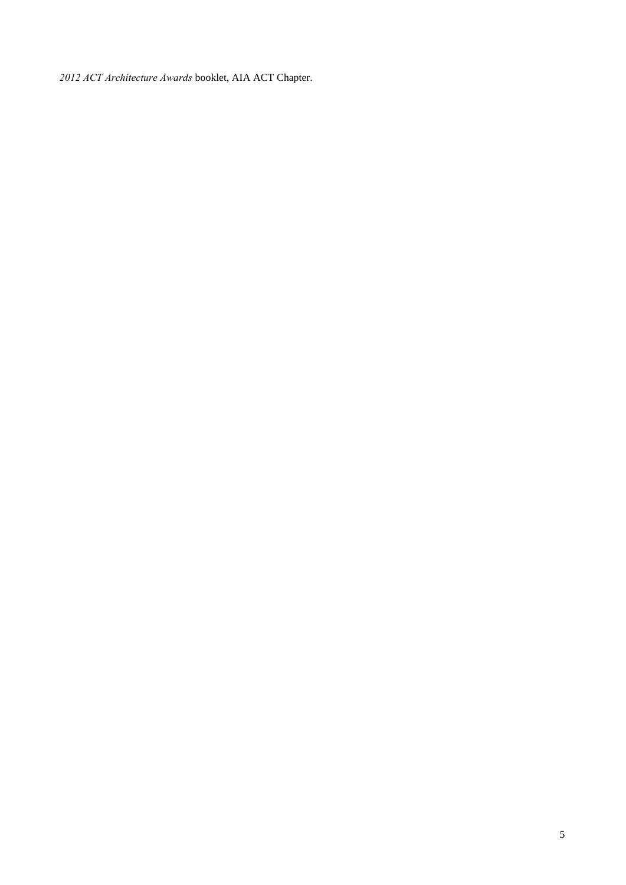*2012 ACT Architecture Awards* booklet, AIA ACT Chapter.